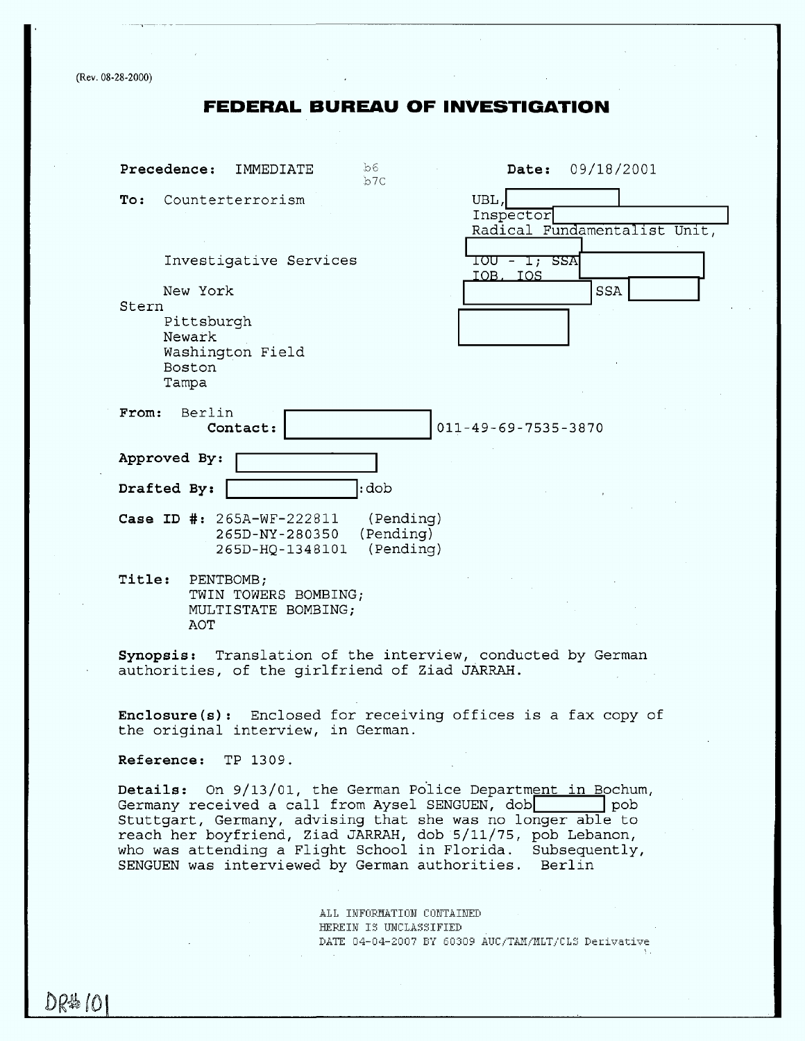(Rev. 08-28-2000)

# FEDERAL BUREAU OF INVESTIGATION

**Precedence:** IMMEDIATE b6 b7C **Date:** 09/18/2001

**To:** Counterterrorism UBL, [redacted]
Inspector [redacted]
Radical Fundamentalist Unit, [redacted]

Investigative Services IOU - 1; SSA [redacted]
IOB, IOS [redacted] SSA [redacted]

New York [redacted]
Stern
Pittsburgh
Newark
Washington Field
Boston
Tampa

**From:** Berlin
**Contact:** [redacted] 011-49-69-7535-3870

**Approved By:** [redacted]

**Drafted By:** [redacted]:dob

**Case ID #:** 265A-WF-222811 (Pending)
265D-NY-280350 (Pending)
265D-HQ-1348101 (Pending)

**Title:** PENTBOMB;
TWIN TOWERS BOMBING;
MULTISTATE BOMBING;
AOT

**Synopsis:** Translation of the interview, conducted by German authorities, of the girlfriend of Ziad JARRAH.

**Enclosure(s):** Enclosed for receiving offices is a fax copy of the original interview, in German.

**Reference:** TP 1309.

**Details:** On 9/13/01, the German Police Department in Bochum, Germany received a call from Aysel SENGUEN, dob [redacted] pob Stuttgart, Germany, advising that she was no longer able to reach her boyfriend, Ziad JARRAH, dob 5/11/75, pob Lebanon, who was attending a Flight School in Florida. Subsequently, SENGUEN was interviewed by German authorities. Berlin

ALL INFORMATION CONTAINED
HEREIN IS UNCLASSIFIED
DATE 04-04-2007 BY 60309 AUC/TAM/MLT/CLS Derivative

DR# 101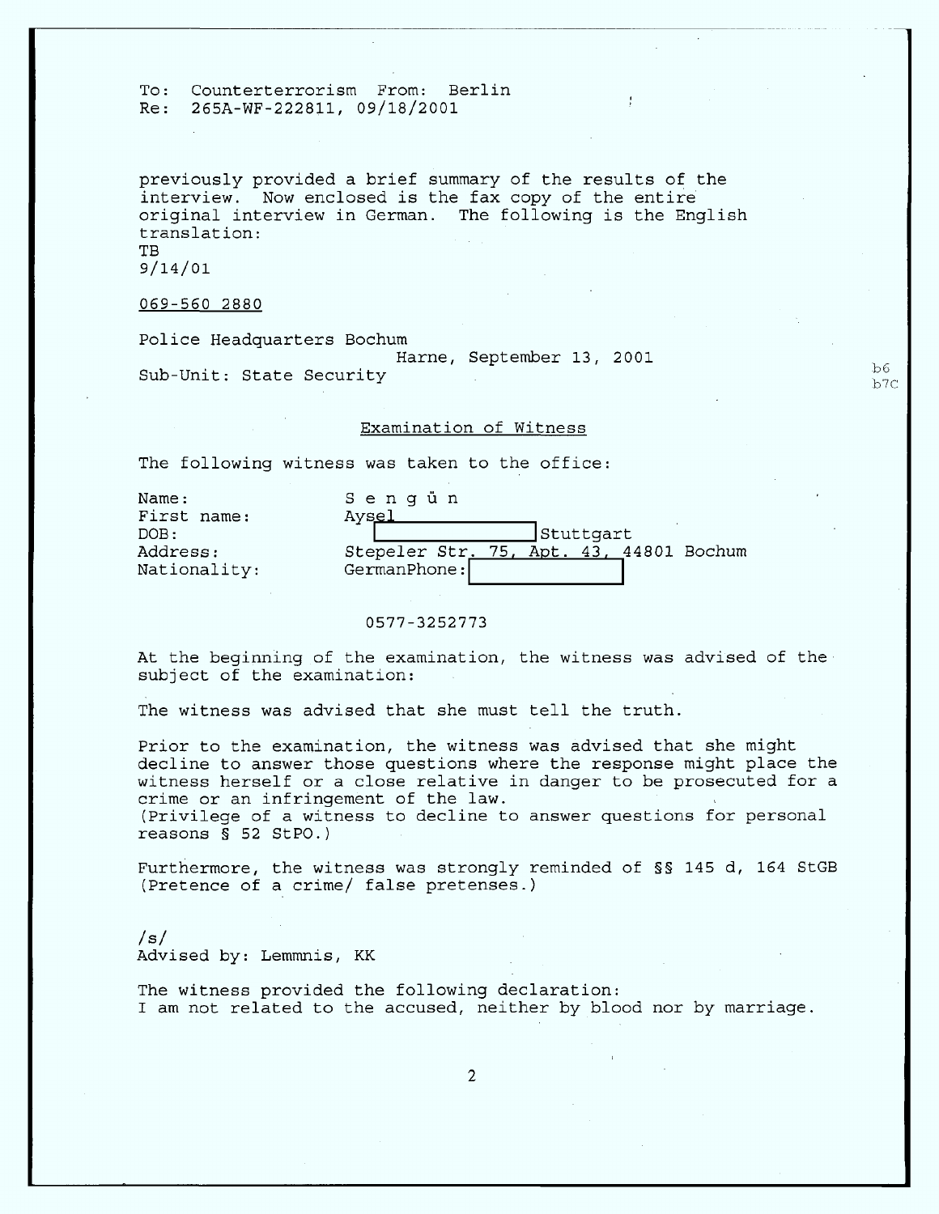To: Counterterrorism From: Berlin
Re: 265A-WF-222811, 09/18/2001

previously provided a brief summary of the results of the interview. Now enclosed is the fax copy of the entire original interview in German. The following is the English translation:
TB
9/14/01

069-560 2880

Police Headquarters Bochum
Harne, September 13, 2001
Sub-Unit: State Security

b6
b7C

Examination of Witness

The following witness was taken to the office:

| | |
|---|---|
| Name: | S e n g ü n |
| First name: | Aysel |
| DOB: | [redacted] Stuttgart |
| Address: | Stepeler Str. 75, Apt. 43, 44801 Bochum |
| Nationality: | GermanPhone: [redacted] |

0577-3252773

At the beginning of the examination, the witness was advised of the subject of the examination:

The witness was advised that she must tell the truth.

Prior to the examination, the witness was advised that she might decline to answer those questions where the response might place the witness herself or a close relative in danger to be prosecuted for a crime or an infringement of the law.
(Privilege of a witness to decline to answer questions for personal reasons § 52 StPO.)

Furthermore, the witness was strongly reminded of §§ 145 d, 164 StGB (Pretence of a crime/ false pretenses.)

/s/
Advised by: Lemmnis, KK

The witness provided the following declaration:
I am not related to the accused, neither by blood nor by marriage.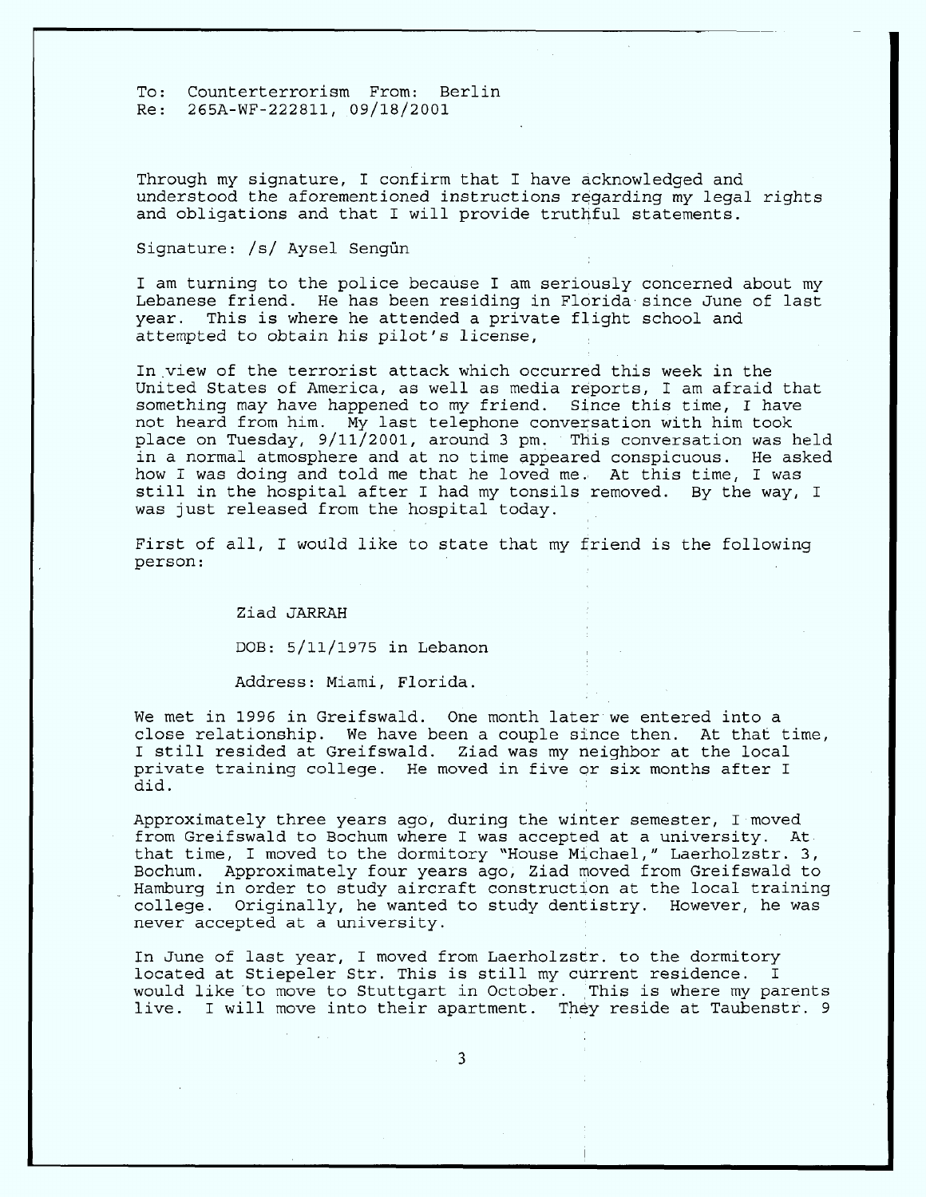To: Counterterrorism From: Berlin
Re: 265A-WF-222811, 09/18/2001

Through my signature, I confirm that I have acknowledged and understood the aforementioned instructions regarding my legal rights and obligations and that I will provide truthful statements.

Signature: /s/ Aysel Sengün

I am turning to the police because I am seriously concerned about my Lebanese friend. He has been residing in Florida since June of last year. This is where he attended a private flight school and attempted to obtain his pilot's license,

In view of the terrorist attack which occurred this week in the United States of America, as well as media reports, I am afraid that something may have happened to my friend. Since this time, I have not heard from him. My last telephone conversation with him took place on Tuesday, 9/11/2001, around 3 pm. This conversation was held in a normal atmosphere and at no time appeared conspicuous. He asked how I was doing and told me that he loved me. At this time, I was still in the hospital after I had my tonsils removed. By the way, I was just released from the hospital today.

First of all, I would like to state that my friend is the following person:

Ziad JARRAH

DOB: 5/11/1975 in Lebanon

Address: Miami, Florida.

We met in 1996 in Greifswald. One month later we entered into a close relationship. We have been a couple since then. At that time, I still resided at Greifswald. Ziad was my neighbor at the local private training college. He moved in five or six months after I did.

Approximately three years ago, during the winter semester, I moved from Greifswald to Bochum where I was accepted at a university. At that time, I moved to the dormitory "House Michael," Laerholzstr. 3, Bochum. Approximately four years ago, Ziad moved from Greifswald to Hamburg in order to study aircraft construction at the local training college. Originally, he wanted to study dentistry. However, he was never accepted at a university.

In June of last year, I moved from Laerholzstr. to the dormitory located at Stiepeler Str. This is still my current residence. I would like to move to Stuttgart in October. This is where my parents live. I will move into their apartment. They reside at Taubenstr. 9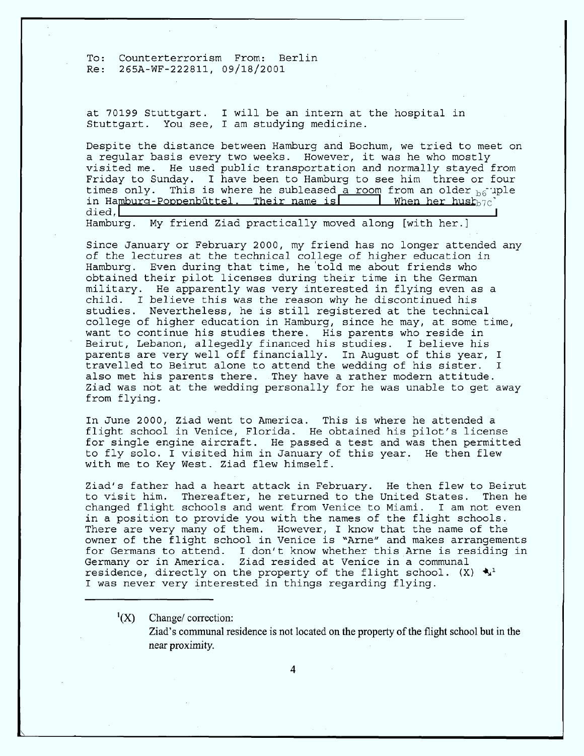To: Counterterrorism From: Berlin
Re: 265A-WF-222811, 09/18/2001

at 70199 Stuttgart. I will be an intern at the hospital in Stuttgart. You see, I am studying medicine.

Despite the distance between Hamburg and Bochum, we tried to meet on a regular basis every two weeks. However, it was he who mostly visited me. He used public transportation and normally stayed from Friday to Sunday. I have been to Hamburg to see him three or four times only. This is where he subleased a room from an older b6 couple in Hamburg-Poppenbüttel. Their name is [redacted] When her husb b7C died, [redacted] Hamburg. My friend Ziad practically moved along [with her.]

Since January or February 2000, my friend has no longer attended any of the lectures at the technical college of higher education in Hamburg. Even during that time, he told me about friends who obtained their pilot licenses during their time in the German military. He apparently was very interested in flying even as a child. I believe this was the reason why he discontinued his studies. Nevertheless, he is still registered at the technical college of higher education in Hamburg, since he may, at some time, want to continue his studies there. His parents who reside in Beirut, Lebanon, allegedly financed his studies. I believe his parents are very well off financially. In August of this year, I travelled to Beirut alone to attend the wedding of his sister. I also met his parents there. They have a rather modern attitude. Ziad was not at the wedding personally for he was unable to get away from flying.

In June 2000, Ziad went to America. This is where he attended a flight school in Venice, Florida. He obtained his pilot's license for single engine aircraft. He passed a test and was then permitted to fly solo. I visited him in January of this year. He then flew with me to Key West. Ziad flew himself.

Ziad's father had a heart attack in February. He then flew to Beirut to visit him. Thereafter, he returned to the United States. Then he changed flight schools and went from Venice to Miami. I am not even in a position to provide you with the names of the flight schools. There are very many of them. However, I know that the name of the owner of the flight school in Venice is "Arne" and makes arrangements for Germans to attend. I don't know whether this Arne is residing in Germany or in America. Ziad resided at Venice in a communal residence, directly on the property of the flight school. (X) [1]
I was never very interested in things regarding flying.

---

[1](X) Change/ correction:
Ziad's communal residence is not located on the property of the flight school but in the near proximity.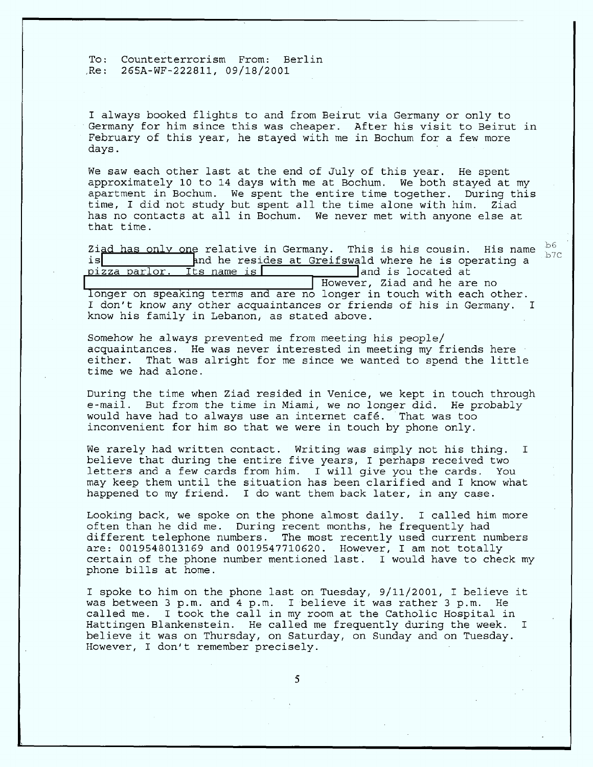To: Counterterrorism From: Berlin
Re: 265A-WF-222811, 09/18/2001

I always booked flights to and from Beirut via Germany or only to Germany for him since this was cheaper. After his visit to Beirut in February of this year, he stayed with me in Bochum for a few more days.

We saw each other last at the end of July of this year. He spent approximately 10 to 14 days with me at Bochum. We both stayed at my apartment in Bochum. We spent the entire time together. During this time, I did not study but spent all the time alone with him. Ziad has no contacts at all in Bochum. We never met with anyone else at that time.

Ziad has only one relative in Germany. This is his cousin. His name is [REDACTED] and he resides at Greifswald where he is operating a pizza parlor. Its name is [REDACTED] and is located at [REDACTED] However, Ziad and he are no longer on speaking terms and are no longer in touch with each other. I don't know any other acquaintances or friends of his in Germany. I know his family in Lebanon, as stated above.

b6
b7C

Somehow he always prevented me from meeting his people/acquaintances. He was never interested in meeting my friends here either. That was alright for me since we wanted to spend the little time we had alone.

During the time when Ziad resided in Venice, we kept in touch through e-mail. But from the time in Miami, we no longer did. He probably would have had to always use an internet café. That was too inconvenient for him so that we were in touch by phone only.

We rarely had written contact. Writing was simply not his thing. I believe that during the entire five years, I perhaps received two letters and a few cards from him. I will give you the cards. You may keep them until the situation has been clarified and I know what happened to my friend. I do want them back later, in any case.

Looking back, we spoke on the phone almost daily. I called him more often than he did me. During recent months, he frequently had different telephone numbers. The most recently used current numbers are: 0019548013169 and 0019547710620. However, I am not totally certain of the phone number mentioned last. I would have to check my phone bills at home.

I spoke to him on the phone last on Tuesday, 9/11/2001, I believe it was between 3 p.m. and 4 p.m. I believe it was rather 3 p.m. He called me. I took the call in my room at the Catholic Hospital in Hattingen Blankenstein. He called me frequently during the week. I believe it was on Thursday, on Saturday, on Sunday and on Tuesday. However, I don't remember precisely.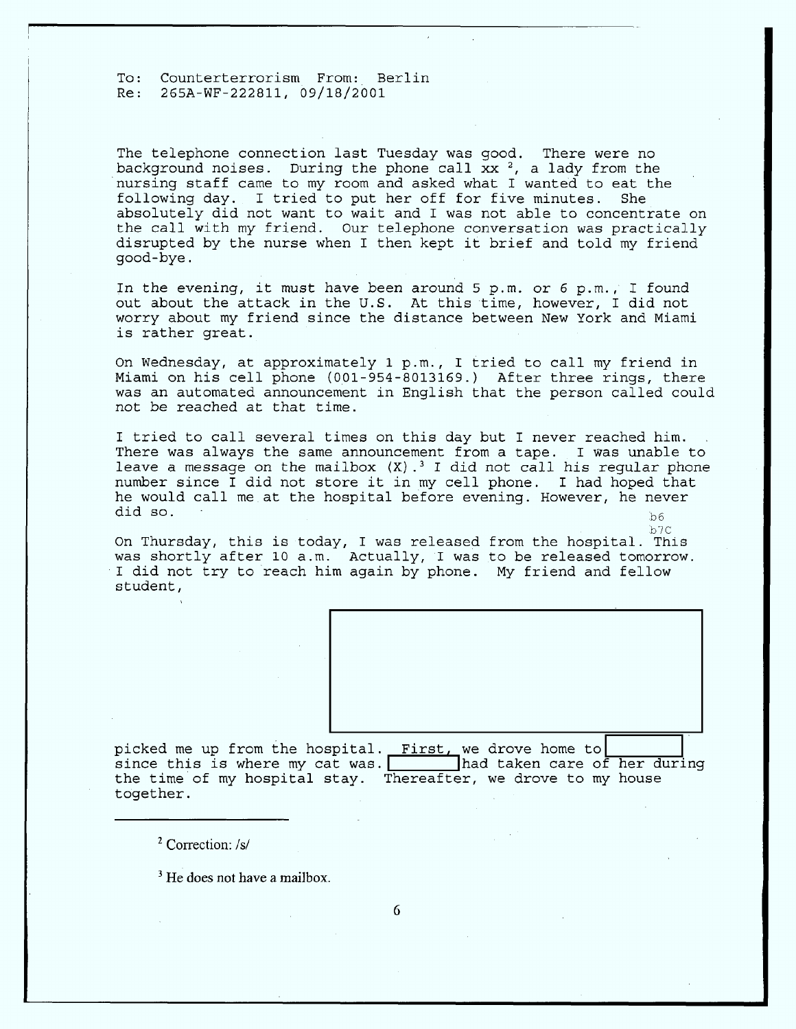To: Counterterrorism From: Berlin
Re: 265A-WF-222811, 09/18/2001

The telephone connection last Tuesday was good. There were no background noises. During the phone call xx [2], a lady from the nursing staff came to my room and asked what I wanted to eat the following day. I tried to put her off for five minutes. She absolutely did not want to wait and I was not able to concentrate on the call with my friend. Our telephone conversation was practically disrupted by the nurse when I then kept it brief and told my friend good-bye.

In the evening, it must have been around 5 p.m. or 6 p.m., I found out about the attack in the U.S. At this time, however, I did not worry about my friend since the distance between New York and Miami is rather great.

On Wednesday, at approximately 1 p.m., I tried to call my friend in Miami on his cell phone (001-954-8013169.) After three rings, there was an automated announcement in English that the person called could not be reached at that time.

I tried to call several times on this day but I never reached him. There was always the same announcement from a tape. I was unable to leave a message on the mailbox (X).[3] I did not call his regular phone number since I did not store it in my cell phone. I had hoped that he would call me at the hospital before evening. However, he never did so.

b6
b7C

On Thursday, this is today, I was released from the hospital. This was shortly after 10 a.m. Actually, I was to be released tomorrow. I did not try to reach him again by phone. My friend and fellow student, [redacted] picked me up from the hospital. First, we drove home to [redacted] since this is where my cat was. [redacted] had taken care of her during the time of my hospital stay. Thereafter, we drove to my house together.

[2] Correction: /s/

[3] He does not have a mailbox.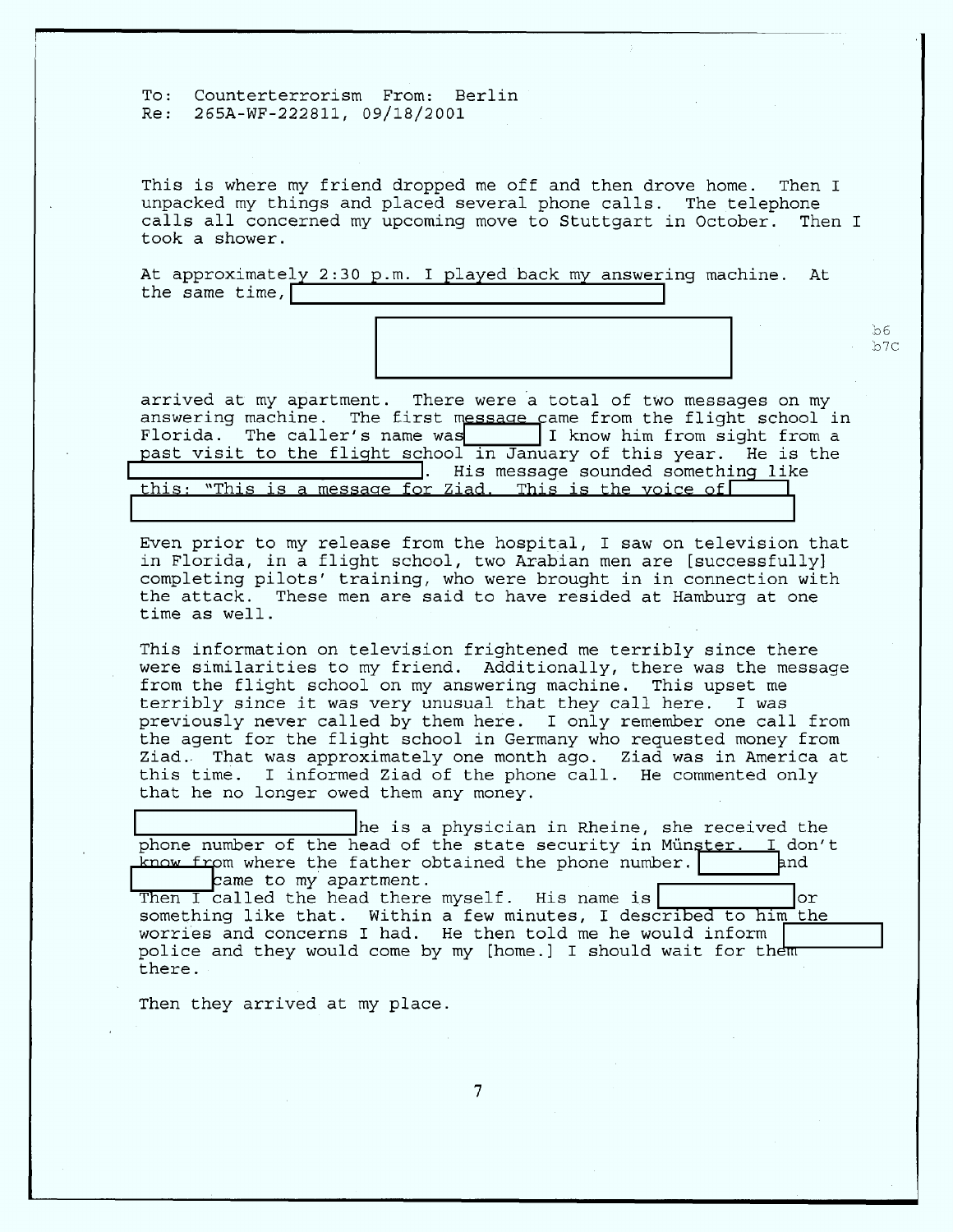To: Counterterrorism From: Berlin
Re: 265A-WF-222811, 09/18/2001

This is where my friend dropped me off and then drove home. Then I unpacked my things and placed several phone calls. The telephone calls all concerned my upcoming move to Stuttgart in October. Then I took a shower.

At approximately 2:30 p.m. I played back my answering machine. At the same time, [redacted]

[redacted]

b6
b7C

arrived at my apartment. There were a total of two messages on my answering machine. The first message came from the flight school in Florida. The caller's name was [redacted] I know him from sight from a past visit to the flight school in January of this year. He is the [redacted]. His message sounded something like this: "This is a message for Ziad. This is the voice of [redacted]
[redacted]

Even prior to my release from the hospital, I saw on television that in Florida, in a flight school, two Arabian men are [successfully] completing pilots' training, who were brought in in connection with the attack. These men are said to have resided at Hamburg at one time as well.

This information on television frightened me terribly since there were similarities to my friend. Additionally, there was the message from the flight school on my answering machine. This upset me terribly since it was very unusual that they call here. I was previously never called by them here. I only remember one call from the agent for the flight school in Germany who requested money from Ziad. That was approximately one month ago. Ziad was in America at this time. I informed Ziad of the phone call. He commented only that he no longer owed them any money.

[redacted] he is a physician in Rheine, she received the phone number of the head of the state security in Münster. I don't know from where the father obtained the phone number. [redacted] and [redacted] came to my apartment.
Then I called the head there myself. His name is [redacted] or something like that. Within a few minutes, I described to him the worries and concerns I had. He then told me he would inform [redacted] police and they would come by my [home.] I should wait for them there.

Then they arrived at my place.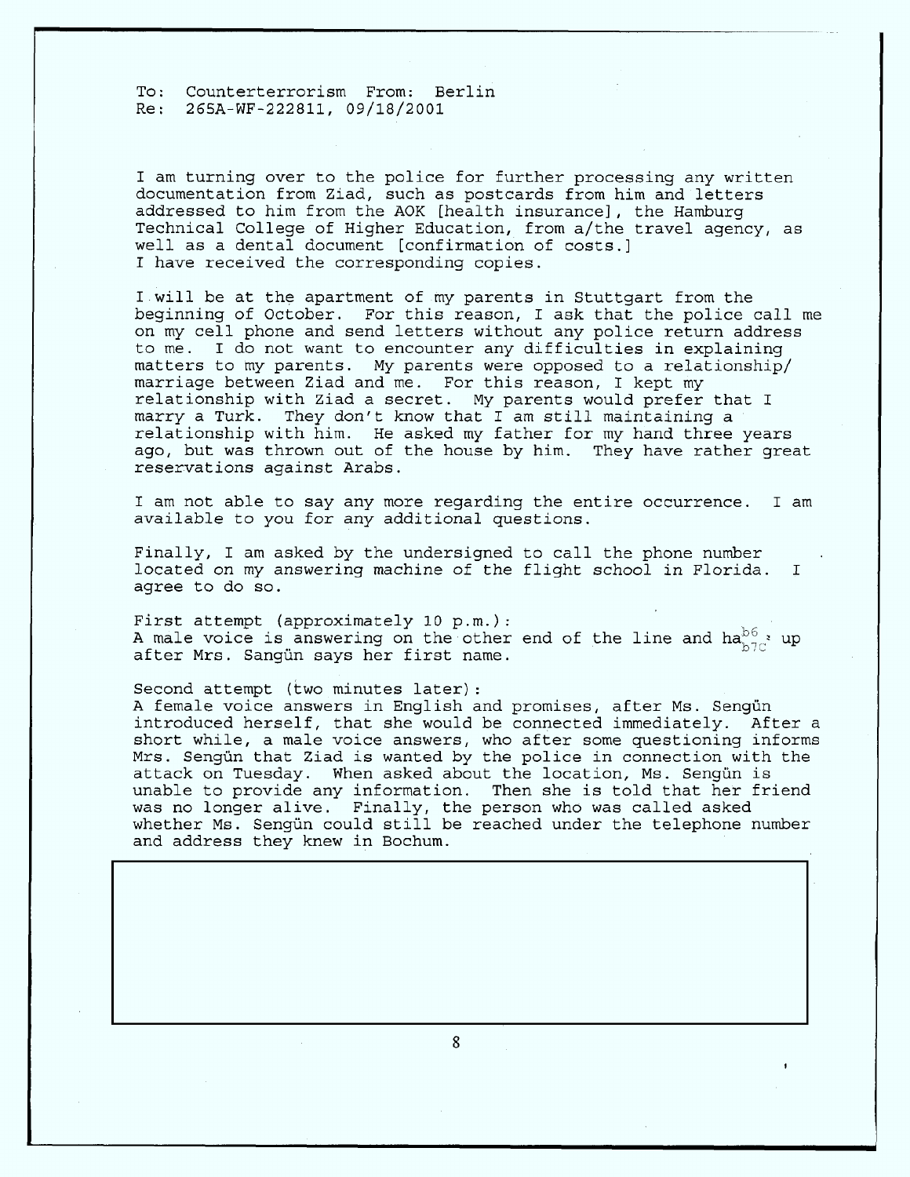To: Counterterrorism From: Berlin
Re: 265A-WF-222811, 09/18/2001

I am turning over to the police for further processing any written documentation from Ziad, such as postcards from him and letters addressed to him from the AOK [health insurance], the Hamburg Technical College of Higher Education, from a/the travel agency, as well as a dental document [confirmation of costs.]
I have received the corresponding copies.

I will be at the apartment of my parents in Stuttgart from the beginning of October. For this reason, I ask that the police call me on my cell phone and send letters without any police return address to me. I do not want to encounter any difficulties in explaining matters to my parents. My parents were opposed to a relationship/ marriage between Ziad and me. For this reason, I kept my relationship with Ziad a secret. My parents would prefer that I marry a Turk. They don't know that I am still maintaining a relationship with him. He asked my father for my hand three years ago, but was thrown out of the house by him. They have rather great reservations against Arabs.

I am not able to say any more regarding the entire occurrence. I am available to you for any additional questions.

Finally, I am asked by the undersigned to call the phone number located on my answering machine of the flight school in Florida. I agree to do so.

First attempt (approximately 10 p.m.):
A male voice is answering on the other end of the line and ha b6 b7C up after Mrs. Sangün says her first name.

Second attempt (two minutes later):
A female voice answers in English and promises, after Ms. Sengün introduced herself, that she would be connected immediately. After a short while, a male voice answers, who after some questioning informs Mrs. Sengün that Ziad is wanted by the police in connection with the attack on Tuesday. When asked about the location, Ms. Sengün is unable to provide any information. Then she is told that her friend was no longer alive. Finally, the person who was called asked whether Ms. Sengün could still be reached under the telephone number and address they knew in Bochum.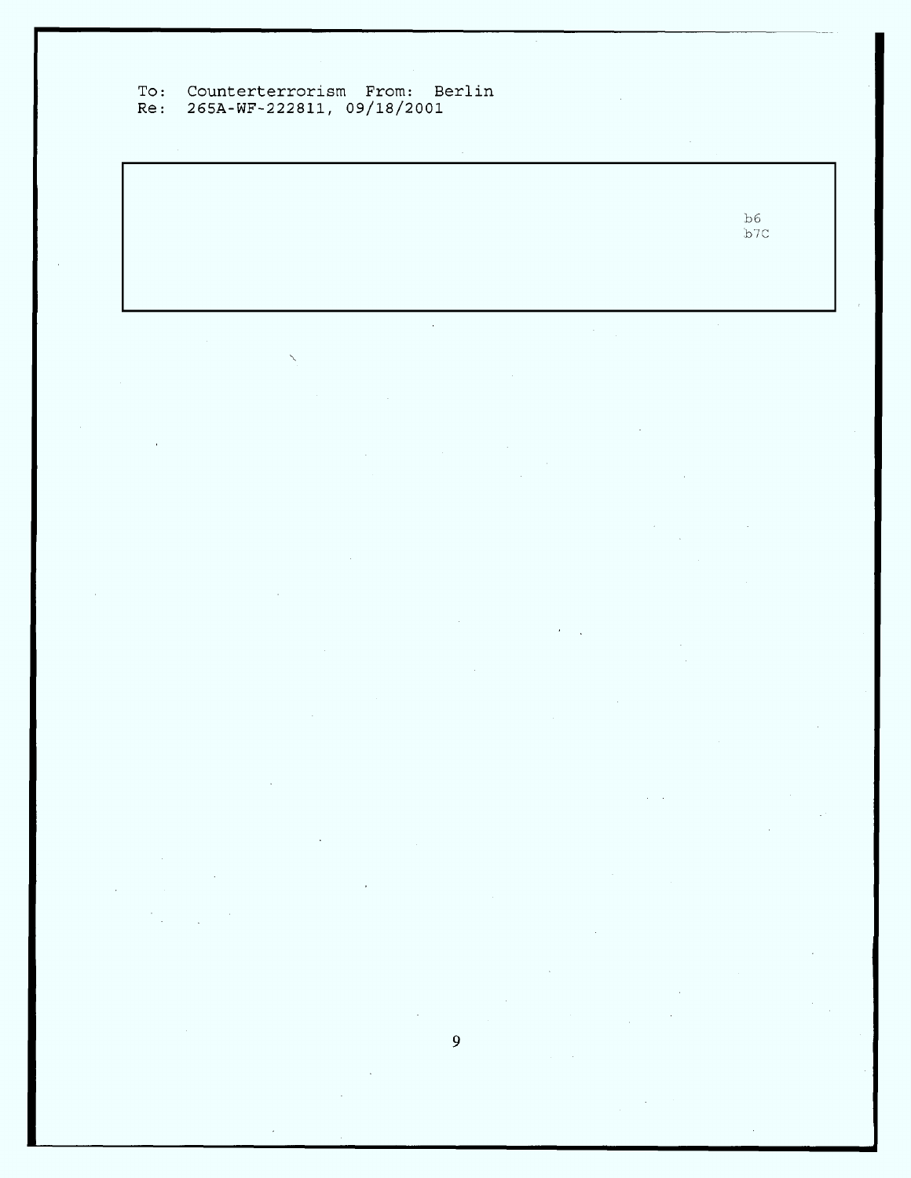b6
b7C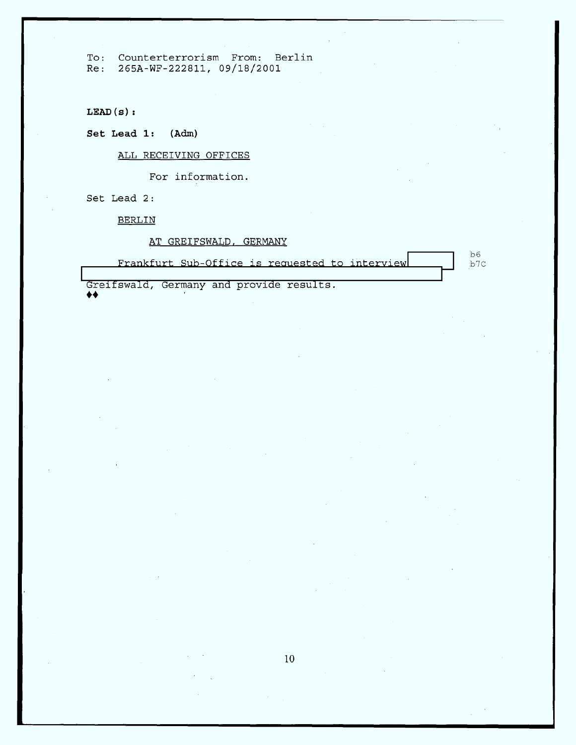To: Counterterrorism From: Berlin
Re: 265A-WF-222811, 09/18/2001

**LEAD(s):**

**Set Lead 1: (Adm)**

ALL RECEIVING OFFICES

For information.

Set Lead 2:

BERLIN

AT GREIFSWALD, GERMANY

Frankfurt Sub-Office is requested to interview [redacted] b6 b7C [redacted] Greifswald, Germany and provide results.

♦♦